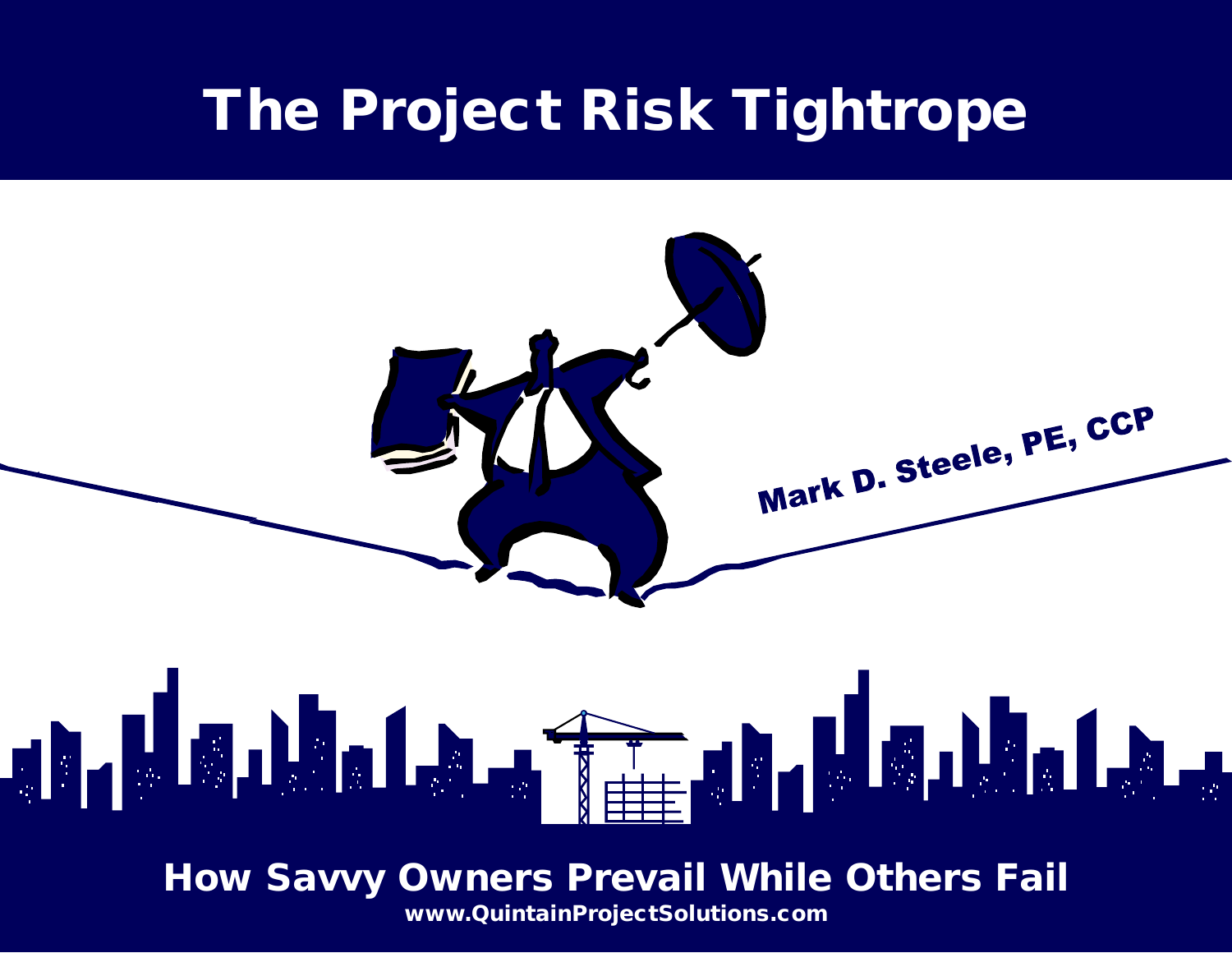# The Project Risk Tightrope

Mark D. Steele, PE, CCP

## How Savvy Owners Prevail While Others Fail

www.QuintainProjectSolutions.com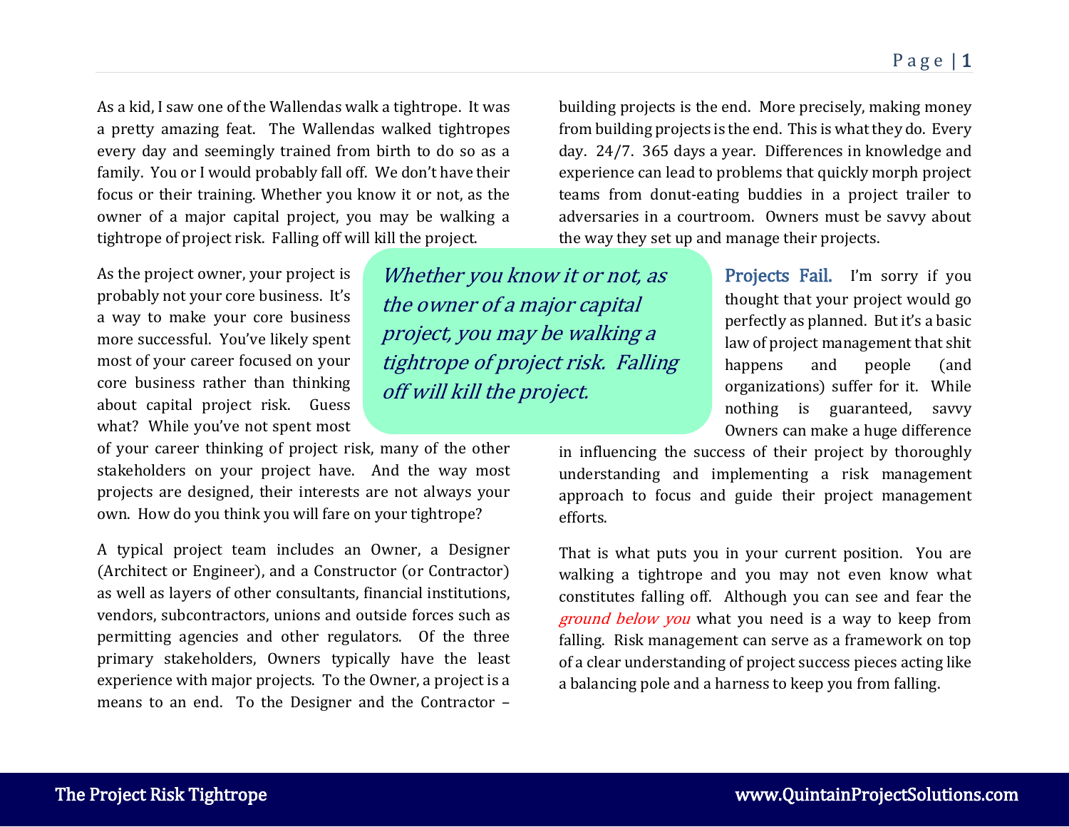As a kid, I saw one of the Wallendas walk a tightrope. It was a pretty amazing feat. The Wallendas walked tightropes every day and seemingly trained from birth to do so as a family. You or I would probably fall off. We don't have their focus or their training. Whether you know it or not, as the owner of a major capital project, you may be walking a tightrope of project risk. Falling off will kill the project.

As the project owner, your project is probably not your core business. It's a way to make your core business more successful. You've likely spent most of your career focused on your core business rather than thinking about capital project risk. Guess what? While you've not spent most of your career thinking of project risk, many of the other stakeholders on your project have. And the way most projects are designed, their interests are not always your own. How do you think you will fare on your tightrope?

> *Whether you know it or not, as the owner of a major capital project, you may be walking a tightrope of project risk. Falling off will kill the project.*

A typical project team includes an Owner, a Designer (Architect or Engineer), and a Constructor (or Contractor) as well as layers of other consultants, financial institutions, vendors, subcontractors, unions and outside forces such as permitting agencies and other regulators. Of the three primary stakeholders, Owners typically have the least experience with major projects. To the Owner, a project is a means to an end. To the Designer and the Contractor – building projects is the end. More precisely, making money from building projects is the end. This is what they do. Every day. 24/7. 365 days a year. Differences in knowledge and experience can lead to problems that quickly morph project teams from donut-eating buddies in a project trailer to adversaries in a courtroom. Owners must be savvy about the way they set up and manage their projects.

**Projects Fail.** I'm sorry if you thought that your project would go perfectly as planned. But it's a basic law of project management that shit happens and people (and organizations) suffer for it. While nothing is guaranteed, savvy Owners can make a huge difference in influencing the success of their project by thoroughly understanding and implementing a risk management approach to focus and guide their project management efforts.

That is what puts you in your current position. You are walking a tightrope and you may not even know what constitutes falling off. Although you can see and fear the *ground below you* what you need is a way to keep from falling. Risk management can serve as a framework on top of a clear understanding of project success pieces acting like a balancing pole and a harness to keep you from falling.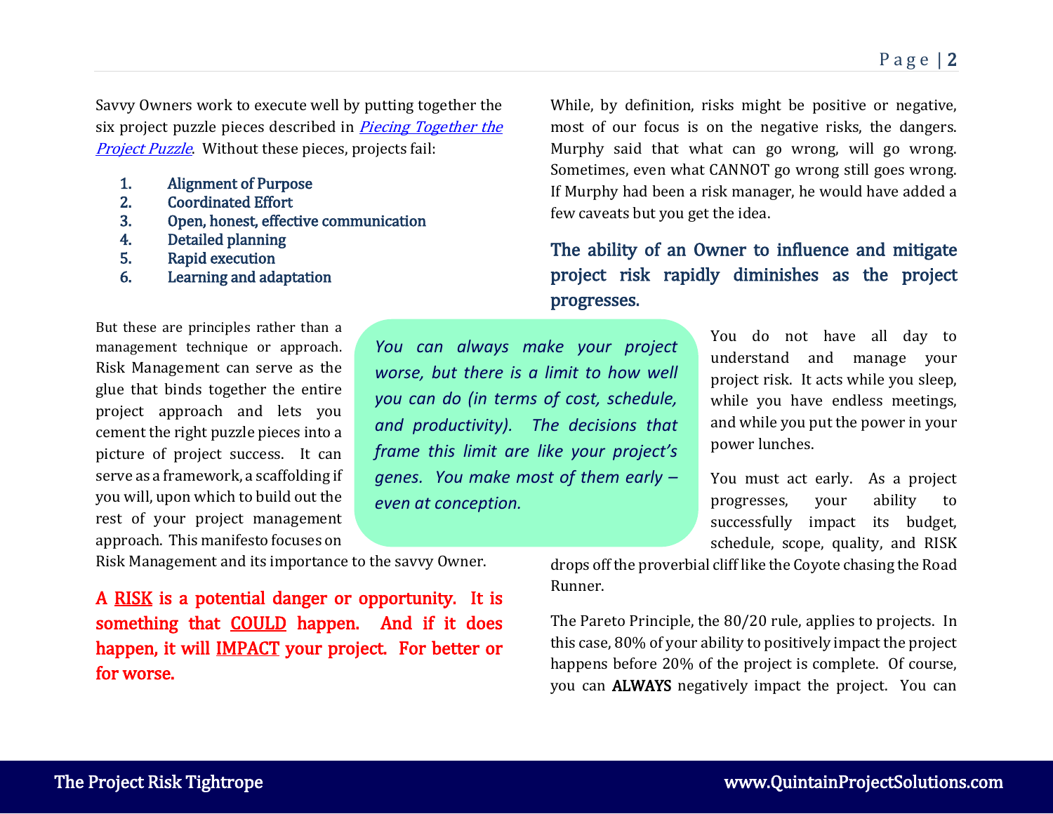Savvy Owners work to execute well by putting together the six project puzzle pieces described in *Piecing Together the Project Puzzle*. Without these pieces, projects fail:

1. **Alignment of Purpose**
2. **Coordinated Effort**
3. **Open, honest, effective communication**
4. **Detailed planning**
5. **Rapid execution**
6. **Learning and adaptation**

But these are principles rather than a management technique or approach. Risk Management can serve as the glue that binds together the entire project approach and lets you cement the right puzzle pieces into a picture of project success. It can serve as a framework, a scaffolding if you will, upon which to build out the rest of your project management approach. This manifesto focuses on Risk Management and its importance to the savvy Owner.

*You can always make your project worse, but there is a limit to how well you can do (in terms of cost, schedule, and productivity). The decisions that frame this limit are like your project's genes. You make most of them early – even at conception.*

**A RISK is a potential danger or opportunity. It is something that COULD happen. And if it does happen, it will IMPACT your project. For better or for worse.**

While, by definition, risks might be positive or negative, most of our focus is on the negative risks, the dangers. Murphy said that what can go wrong, will go wrong. Sometimes, even what CANNOT go wrong still goes wrong. If Murphy had been a risk manager, he would have added a few caveats but you get the idea.

**The ability of an Owner to influence and mitigate project risk rapidly diminishes as the project progresses.**

You do not have all day to understand and manage your project risk. It acts while you sleep, while you have endless meetings, and while you put the power in your power lunches.

You must act early. As a project progresses, your ability to successfully impact its budget, schedule, scope, quality, and RISK drops off the proverbial cliff like the Coyote chasing the Road Runner.

The Pareto Principle, the 80/20 rule, applies to projects. In this case, 80% of your ability to positively impact the project happens before 20% of the project is complete. Of course, you can **ALWAYS** negatively impact the project. You can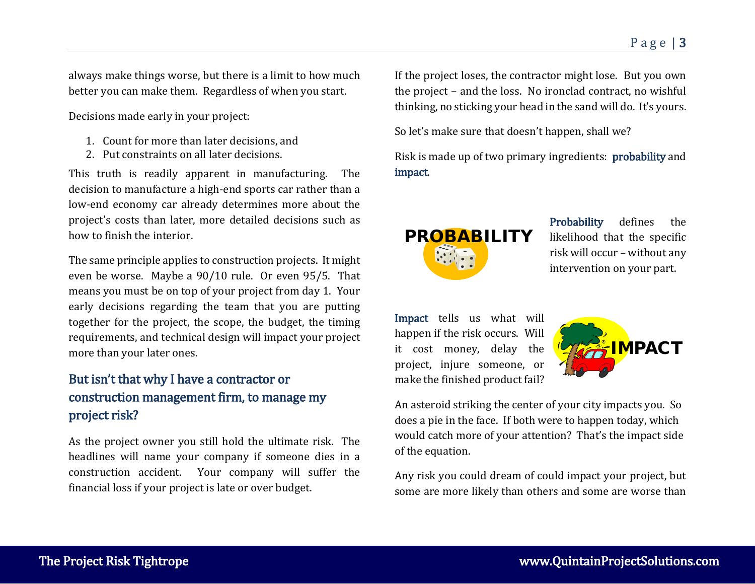always make things worse, but there is a limit to how much better you can make them. Regardless of when you start.

Decisions made early in your project:

1. Count for more than later decisions, and
2. Put constraints on all later decisions.

This truth is readily apparent in manufacturing. The decision to manufacture a high-end sports car rather than a low-end economy car already determines more about the project's costs than later, more detailed decisions such as how to finish the interior.

The same principle applies to construction projects. It might even be worse. Maybe a 90/10 rule. Or even 95/5. That means you must be on top of your project from day 1. Your early decisions regarding the team that you are putting together for the project, the scope, the budget, the timing requirements, and technical design will impact your project more than your later ones.

## But isn't that why I have a contractor or construction management firm, to manage my project risk?

As the project owner you still hold the ultimate risk. The headlines will name your company if someone dies in a construction accident. Your company will suffer the financial loss if your project is late or over budget.

If the project loses, the contractor might lose. But you own the project – and the loss. No ironclad contract, no wishful thinking, no sticking your head in the sand will do. It's yours.

So let's make sure that doesn't happen, shall we?

Risk is made up of two primary ingredients: **probability** and **impact**.

PROBABILITY

**Probability** defines the likelihood that the specific risk will occur – without any intervention on your part.

**Impact** tells us what will happen if the risk occurs. Will it cost money, delay the project, injure someone, or make the finished product fail?

IMPACT

An asteroid striking the center of your city impacts you. So does a pie in the face. If both were to happen today, which would catch more of your attention? That's the impact side of the equation.

Any risk you could dream of could impact your project, but some are more likely than others and some are worse than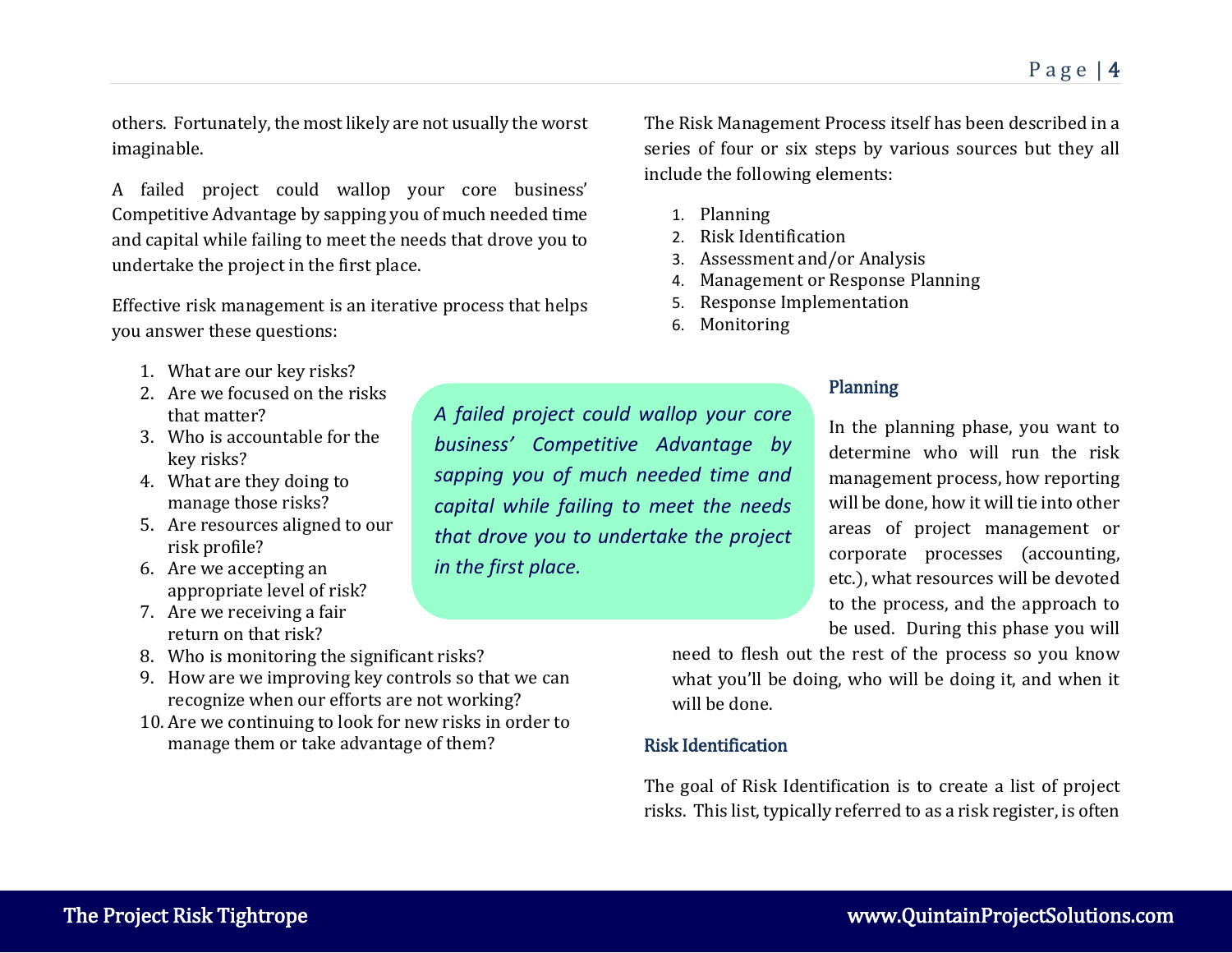others. Fortunately, the most likely are not usually the worst imaginable.

A failed project could wallop your core business' Competitive Advantage by sapping you of much needed time and capital while failing to meet the needs that drove you to undertake the project in the first place.

Effective risk management is an iterative process that helps you answer these questions:

1. What are our key risks?
2. Are we focused on the risks that matter?
3. Who is accountable for the key risks?
4. What are they doing to manage those risks?
5. Are resources aligned to our risk profile?
6. Are we accepting an appropriate level of risk?
7. Are we receiving a fair return on that risk?
8. Who is monitoring the significant risks?
9. How are we improving key controls so that we can recognize when our efforts are not working?
10. Are we continuing to look for new risks in order to manage them or take advantage of them?

> *A failed project could wallop your core business' Competitive Advantage by sapping you of much needed time and capital while failing to meet the needs that drove you to undertake the project in the first place.*

The Risk Management Process itself has been described in a series of four or six steps by various sources but they all include the following elements:

1. Planning
2. Risk Identification
3. Assessment and/or Analysis
4. Management or Response Planning
5. Response Implementation
6. Monitoring

### Planning

In the planning phase, you want to determine who will run the risk management process, how reporting will be done, how it will tie into other areas of project management or corporate processes (accounting, etc.), what resources will be devoted to the process, and the approach to be used. During this phase you will need to flesh out the rest of the process so you know what you'll be doing, who will be doing it, and when it will be done.

### Risk Identification

The goal of Risk Identification is to create a list of project risks. This list, typically referred to as a risk register, is often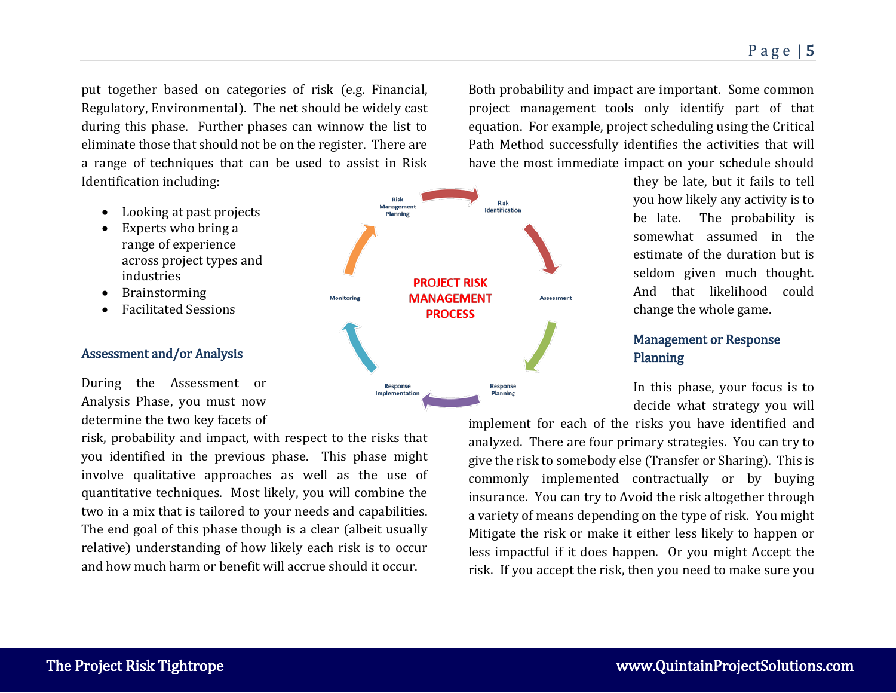put together based on categories of risk (e.g. Financial, Regulatory, Environmental). The net should be widely cast during this phase. Further phases can winnow the list to eliminate those that should not be on the register. There are a range of techniques that can be used to assist in Risk Identification including:

- Looking at past projects
- Experts who bring a range of experience across project types and industries
- Brainstorming
- Facilitated Sessions

PROJECT RISK MANAGEMENT PROCESS

Risk Management Planning → Risk Identification → Assessment → Response Planning → Response Implementation → Monitoring

### Assessment and/or Analysis

During the Assessment or Analysis Phase, you must now determine the two key facets of risk, probability and impact, with respect to the risks that you identified in the previous phase. This phase might involve qualitative approaches as well as the use of quantitative techniques. Most likely, you will combine the two in a mix that is tailored to your needs and capabilities. The end goal of this phase though is a clear (albeit usually relative) understanding of how likely each risk is to occur and how much harm or benefit will accrue should it occur.

Both probability and impact are important. Some common project management tools only identify part of that equation. For example, project scheduling using the Critical Path Method successfully identifies the activities that will have the most immediate impact on your schedule should they be late, but it fails to tell you how likely any activity is to be late. The probability is somewhat assumed in the estimate of the duration but is seldom given much thought. And that likelihood could change the whole game.

### Management or Response Planning

In this phase, your focus is to decide what strategy you will implement for each of the risks you have identified and analyzed. There are four primary strategies. You can try to give the risk to somebody else (Transfer or Sharing). This is commonly implemented contractually or by buying insurance. You can try to Avoid the risk altogether through a variety of means depending on the type of risk. You might Mitigate the risk or make it either less likely to happen or less impactful if it does happen. Or you might Accept the risk. If you accept the risk, then you need to make sure you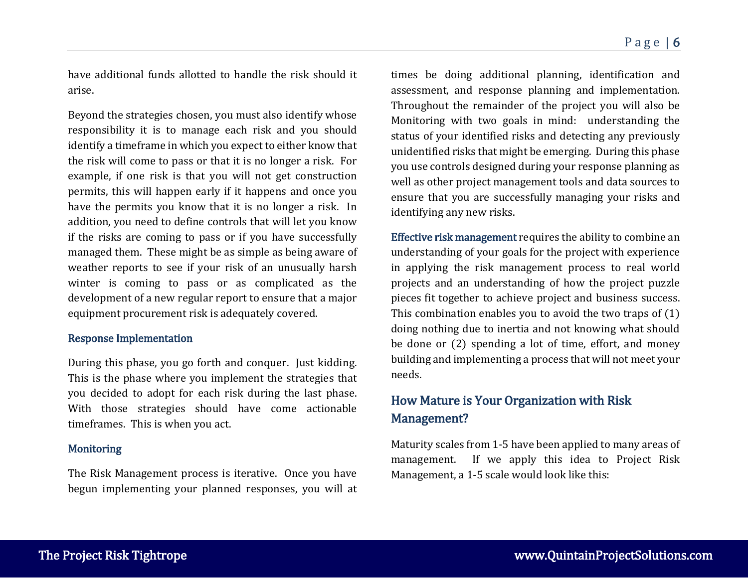have additional funds allotted to handle the risk should it arise.

Beyond the strategies chosen, you must also identify whose responsibility it is to manage each risk and you should identify a timeframe in which you expect to either know that the risk will come to pass or that it is no longer a risk. For example, if one risk is that you will not get construction permits, this will happen early if it happens and once you have the permits you know that it is no longer a risk. In addition, you need to define controls that will let you know if the risks are coming to pass or if you have successfully managed them. These might be as simple as being aware of weather reports to see if your risk of an unusually harsh winter is coming to pass or as complicated as the development of a new regular report to ensure that a major equipment procurement risk is adequately covered.

### Response Implementation

During this phase, you go forth and conquer. Just kidding. This is the phase where you implement the strategies that you decided to adopt for each risk during the last phase. With those strategies should have come actionable timeframes. This is when you act.

### Monitoring

The Risk Management process is iterative. Once you have begun implementing your planned responses, you will at times be doing additional planning, identification and assessment, and response planning and implementation. Throughout the remainder of the project you will also be Monitoring with two goals in mind: understanding the status of your identified risks and detecting any previously unidentified risks that might be emerging. During this phase you use controls designed during your response planning as well as other project management tools and data sources to ensure that you are successfully managing your risks and identifying any new risks.

**Effective risk management** requires the ability to combine an understanding of your goals for the project with experience in applying the risk management process to real world projects and an understanding of how the project puzzle pieces fit together to achieve project and business success. This combination enables you to avoid the two traps of (1) doing nothing due to inertia and not knowing what should be done or (2) spending a lot of time, effort, and money building and implementing a process that will not meet your needs.

## How Mature is Your Organization with Risk Management?

Maturity scales from 1-5 have been applied to many areas of management. If we apply this idea to Project Risk Management, a 1-5 scale would look like this: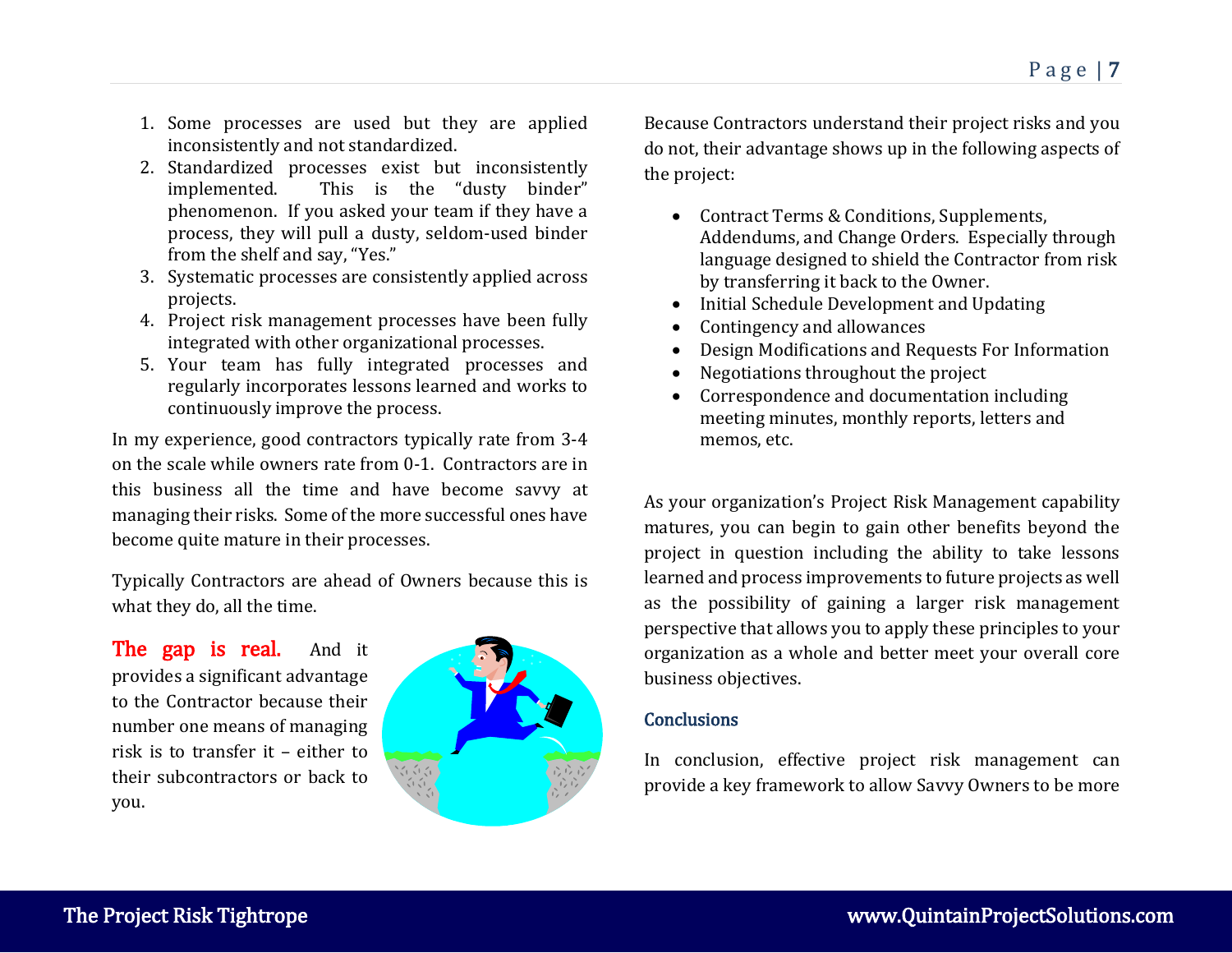1. Some processes are used but they are applied inconsistently and not standardized.
2. Standardized processes exist but inconsistently implemented. This is the "dusty binder" phenomenon. If you asked your team if they have a process, they will pull a dusty, seldom-used binder from the shelf and say, "Yes."
3. Systematic processes are consistently applied across projects.
4. Project risk management processes have been fully integrated with other organizational processes.
5. Your team has fully integrated processes and regularly incorporates lessons learned and works to continuously improve the process.

In my experience, good contractors typically rate from 3-4 on the scale while owners rate from 0-1. Contractors are in this business all the time and have become savvy at managing their risks. Some of the more successful ones have become quite mature in their processes.

Typically Contractors are ahead of Owners because this is what they do, all the time.

**The gap is real.** And it provides a significant advantage to the Contractor because their number one means of managing risk is to transfer it – either to their subcontractors or back to you.

Because Contractors understand their project risks and you do not, their advantage shows up in the following aspects of the project:

- Contract Terms & Conditions, Supplements, Addendums, and Change Orders. Especially through language designed to shield the Contractor from risk by transferring it back to the Owner.
- Initial Schedule Development and Updating
- Contingency and allowances
- Design Modifications and Requests For Information
- Negotiations throughout the project
- Correspondence and documentation including meeting minutes, monthly reports, letters and memos, etc.

As your organization's Project Risk Management capability matures, you can begin to gain other benefits beyond the project in question including the ability to take lessons learned and process improvements to future projects as well as the possibility of gaining a larger risk management perspective that allows you to apply these principles to your organization as a whole and better meet your overall core business objectives.

## Conclusions

In conclusion, effective project risk management can provide a key framework to allow Savvy Owners to be more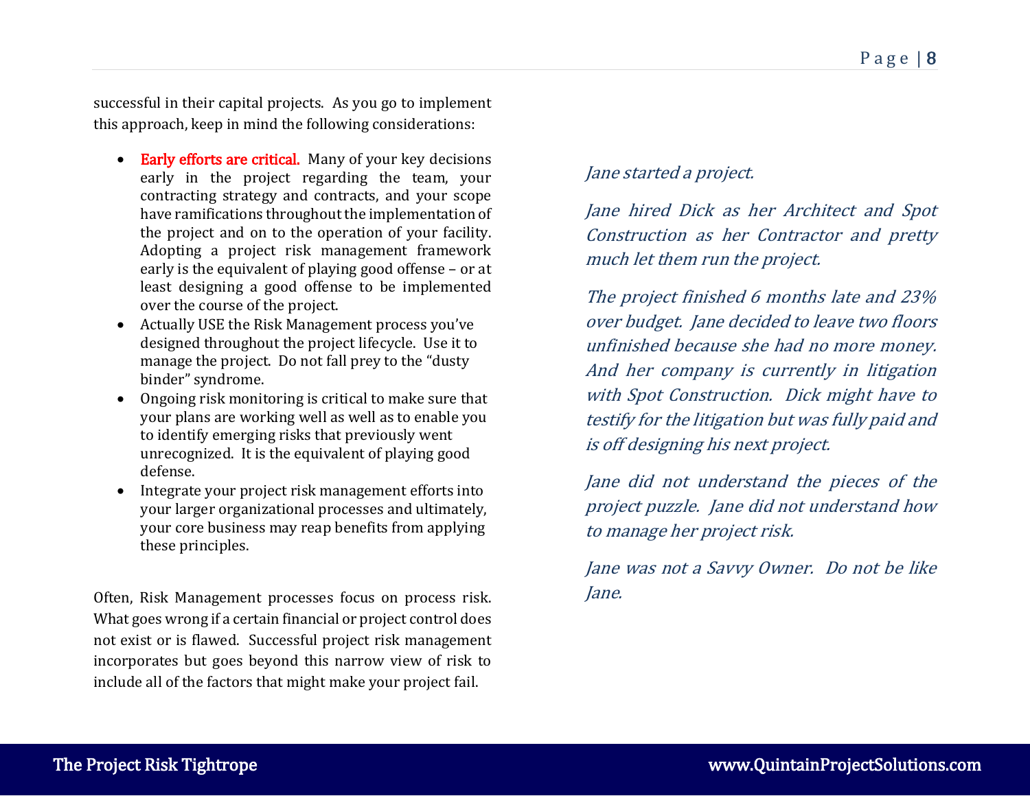successful in their capital projects. As you go to implement this approach, keep in mind the following considerations:

- **Early efforts are critical.** Many of your key decisions early in the project regarding the team, your contracting strategy and contracts, and your scope have ramifications throughout the implementation of the project and on to the operation of your facility. Adopting a project risk management framework early is the equivalent of playing good offense – or at least designing a good offense to be implemented over the course of the project.
- Actually USE the Risk Management process you've designed throughout the project lifecycle. Use it to manage the project. Do not fall prey to the "dusty binder" syndrome.
- Ongoing risk monitoring is critical to make sure that your plans are working well as well as to enable you to identify emerging risks that previously went unrecognized. It is the equivalent of playing good defense.
- Integrate your project risk management efforts into your larger organizational processes and ultimately, your core business may reap benefits from applying these principles.

Often, Risk Management processes focus on process risk. What goes wrong if a certain financial or project control does not exist or is flawed. Successful project risk management incorporates but goes beyond this narrow view of risk to include all of the factors that might make your project fail.

*Jane started a project.*

*Jane hired Dick as her Architect and Spot Construction as her Contractor and pretty much let them run the project.*

*The project finished 6 months late and 23% over budget. Jane decided to leave two floors unfinished because she had no more money. And her company is currently in litigation with Spot Construction. Dick might have to testify for the litigation but was fully paid and is off designing his next project.*

*Jane did not understand the pieces of the project puzzle. Jane did not understand how to manage her project risk.*

*Jane was not a Savvy Owner. Do not be like Jane.*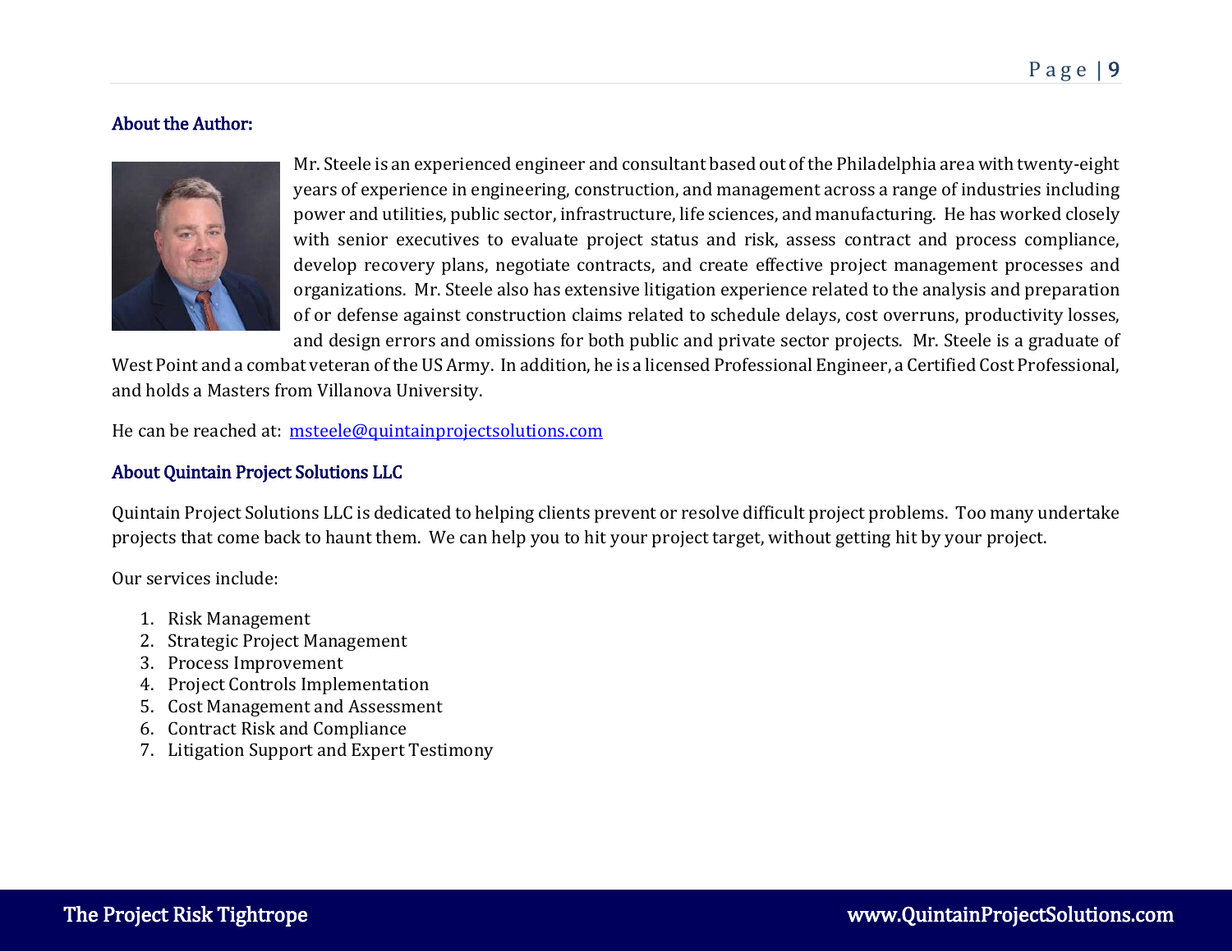### About the Author:

Mr. Steele is an experienced engineer and consultant based out of the Philadelphia area with twenty-eight years of experience in engineering, construction, and management across a range of industries including power and utilities, public sector, infrastructure, life sciences, and manufacturing. He has worked closely with senior executives to evaluate project status and risk, assess contract and process compliance, develop recovery plans, negotiate contracts, and create effective project management processes and organizations. Mr. Steele also has extensive litigation experience related to the analysis and preparation of or defense against construction claims related to schedule delays, cost overruns, productivity losses, and design errors and omissions for both public and private sector projects. Mr. Steele is a graduate of West Point and a combat veteran of the US Army. In addition, he is a licensed Professional Engineer, a Certified Cost Professional, and holds a Masters from Villanova University.

He can be reached at: msteele@quintainprojectsolutions.com

### About Quintain Project Solutions LLC

Quintain Project Solutions LLC is dedicated to helping clients prevent or resolve difficult project problems. Too many undertake projects that come back to haunt them. We can help you to hit your project target, without getting hit by your project.

Our services include:

1. Risk Management
2. Strategic Project Management
3. Process Improvement
4. Project Controls Implementation
5. Cost Management and Assessment
6. Contract Risk and Compliance
7. Litigation Support and Expert Testimony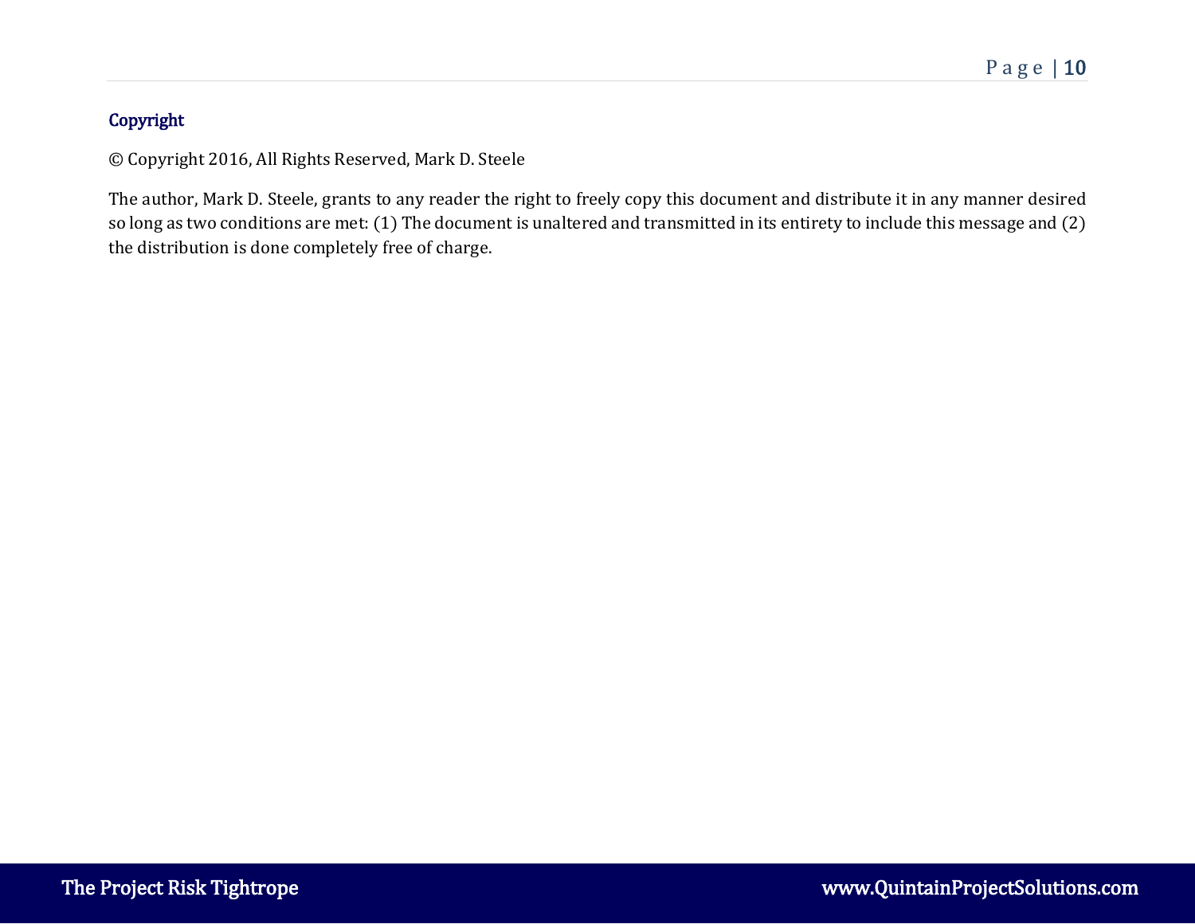## Copyright

© Copyright 2016, All Rights Reserved, Mark D. Steele

The author, Mark D. Steele, grants to any reader the right to freely copy this document and distribute it in any manner desired so long as two conditions are met: (1) The document is unaltered and transmitted in its entirety to include this message and (2) the distribution is done completely free of charge.